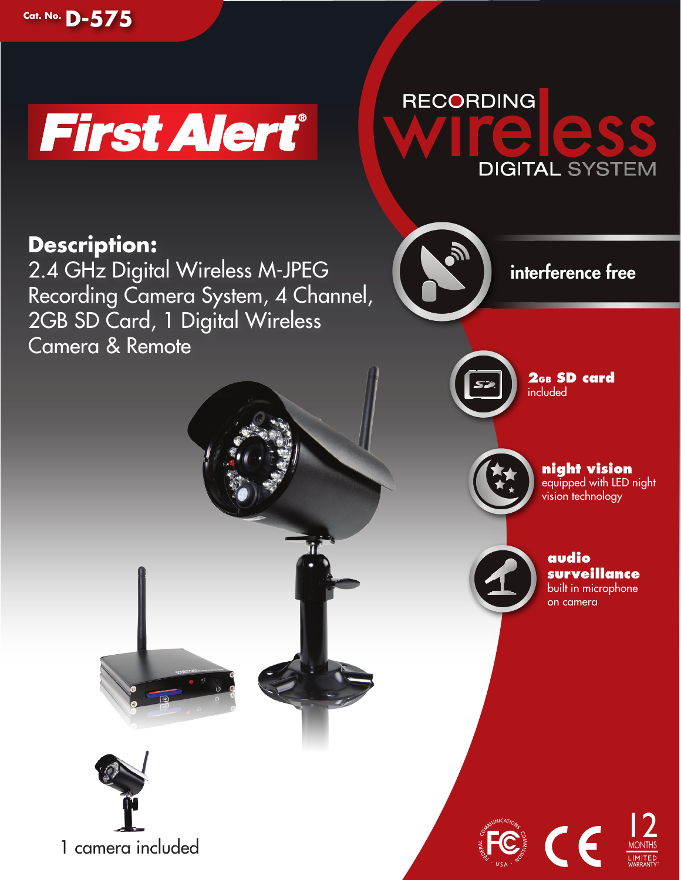Cat. No. **D-575**

# First Alert®

## RECORDING wireless DIGITAL SYSTEM

**Description:**
2.4 GHz Digital Wireless M-JPEG Recording Camera System, 4 Channel, 2GB SD Card, 1 Digital Wireless Camera & Remote

**interference free**

**2GB SD card**
included

**night vision**
equipped with LED night vision technology

**audio surveillance**
built in microphone on camera

1 camera included

12 MONTHS LIMITED WARRANTY*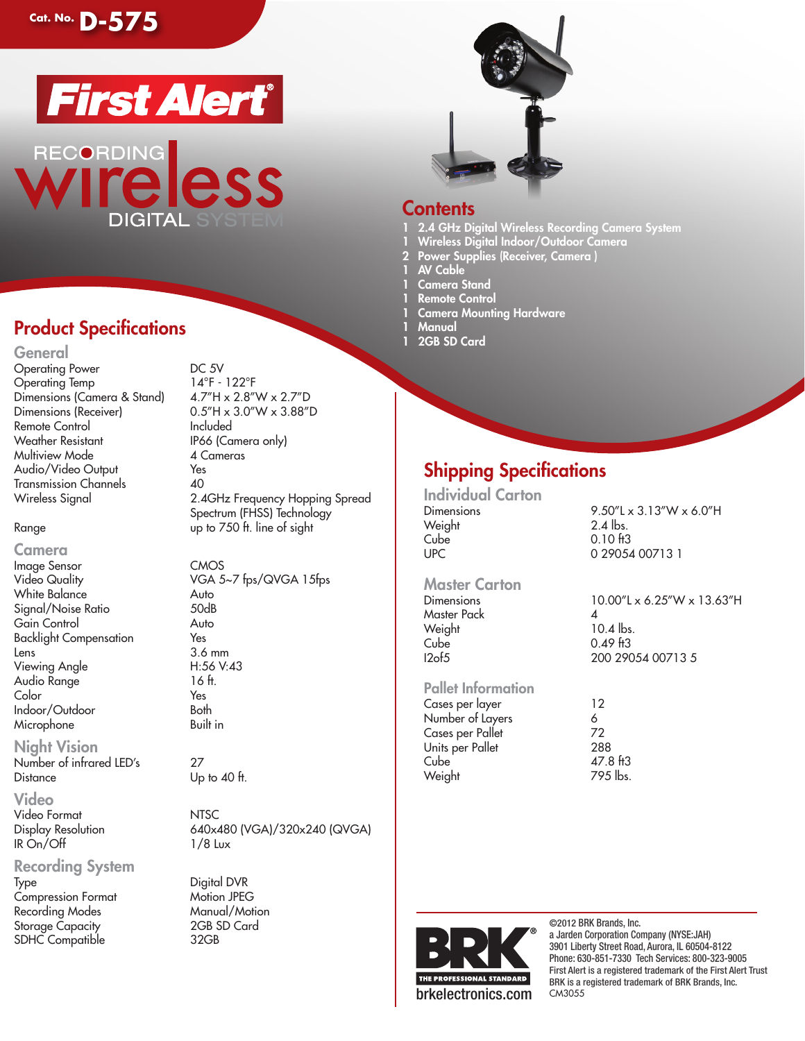Cat. No. **D-575**

# First Alert®

RECORDING **wireless** DIGITAL SYSTEM

## Contents

1 2.4 GHz Digital Wireless Recording Camera System
1 Wireless Digital Indoor/Outdoor Camera
2 Power Supplies (Receiver, Camera )
1 AV Cable
1 Camera Stand
1 Remote Control
1 Camera Mounting Hardware
1 Manual
1 2GB SD Card

## Product Specifications

### General

| | |
|---|---|
| Operating Power | DC 5V |
| Operating Temp | 14°F - 122°F |
| Dimensions (Camera & Stand) | 4.7"H x 2.8"W x 2.7"D |
| Dimensions (Receiver) | 0.5"H x 3.0"W x 3.88"D |
| Remote Control | Included |
| Weather Resistant | IP66 (Camera only) |
| Multiview Mode | 4 Cameras |
| Audio/Video Output | Yes |
| Transmission Channels | 40 |
| Wireless Signal | 2.4GHz Frequency Hopping Spread Spectrum (FHSS) Technology |
| Range | up to 750 ft. line of sight |

### Camera

| | |
|---|---|
| Image Sensor | CMOS |
| Video Quality | VGA 5~7 fps/QVGA 15fps |
| White Balance | Auto |
| Signal/Noise Ratio | 50dB |
| Gain Control | Auto |
| Backlight Compensation | Yes |
| Lens | 3.6 mm |
| Viewing Angle | H:56 V:43 |
| Audio Range | 16 ft. |
| Color | Yes |
| Indoor/Outdoor | Both |
| Microphone | Built in |

### Night Vision

| | |
|---|---|
| Number of infrared LED's | 27 |
| Distance | Up to 40 ft. |

### Video

| | |
|---|---|
| Video Format | NTSC |
| Display Resolution | 640x480 (VGA)/320x240 (QVGA) |
| IR On/Off | 1/8 Lux |

### Recording System

| | |
|---|---|
| Type | Digital DVR |
| Compression Format | Motion JPEG |
| Recording Modes | Manual/Motion |
| Storage Capacity | 2GB SD Card |
| SDHC Compatible | 32GB |

## Shipping Specifications

### Individual Carton

| | |
|---|---|
| Dimensions | 9.50"L x 3.13"W x 6.0"H |
| Weight | 2.4 lbs. |
| Cube | 0.10 ft3 |
| UPC | 0 29054 00713 1 |

### Master Carton

| | |
|---|---|
| Dimensions | 10.00"L x 6.25"W x 13.63"H |
| Master Pack | 4 |
| Weight | 10.4 lbs. |
| Cube | 0.49 ft3 |
| I2of5 | 200 29054 00713 5 |

### Pallet Information

| | |
|---|---|
| Cases per layer | 12 |
| Number of Layers | 6 |
| Cases per Pallet | 72 |
| Units per Pallet | 288 |
| Cube | 47.8 ft3 |
| Weight | 795 lbs. |

BRK® THE PROFESSIONAL STANDARD
brkelectronics.com

©2012 BRK Brands, Inc.
a Jarden Corporation Company (NYSE:JAH)
3901 Liberty Street Road, Aurora, IL 60504-8122
Phone: 630-851-7330 Tech Services: 800-323-9005
First Alert is a registered trademark of the First Alert Trust
BRK is a registered trademark of BRK Brands, Inc.
CM3055